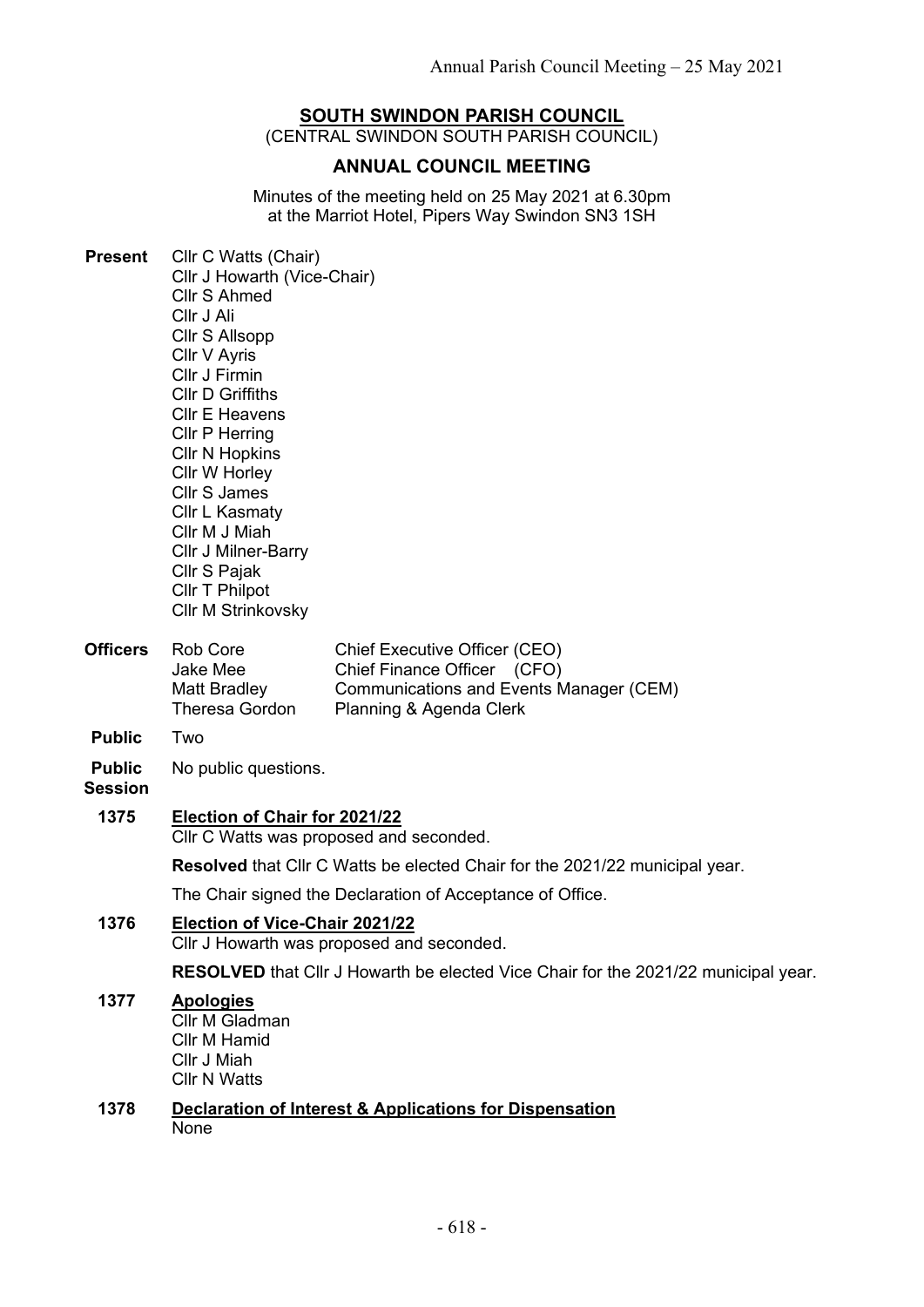# SOUTH SWINDON PARISH COUNCIL

(CENTRAL SWINDON SOUTH PARISH COUNCIL)

## ANNUAL COUNCIL MEETING

Minutes of the meeting held on 25 May 2021 at 6.30pm
at the Marriot Hotel, Pipers Way Swindon SN3 1SH

**Present**
Cllr C Watts (Chair)
Cllr J Howarth (Vice-Chair)
Cllr S Ahmed
Cllr J Ali
Cllr S Allsopp
Cllr V Ayris
Cllr J Firmin
Cllr D Griffiths
Cllr E Heavens
Cllr P Herring
Cllr N Hopkins
Cllr W Horley
Cllr S James
Cllr L Kasmaty
Cllr M J Miah
Cllr J Milner-Barry
Cllr S Pajak
Cllr T Philpot
Cllr M Strinkovsky

**Officers**

| | |
|---|---|
| Rob Core | Chief Executive Officer (CEO) |
| Jake Mee | Chief Finance Officer (CFO) |
| Matt Bradley | Communications and Events Manager (CEM) |
| Theresa Gordon | Planning & Agenda Clerk |

**Public** Two

**Public Session** No public questions.

**1375** **Election of Chair for 2021/22**

Cllr C Watts was proposed and seconded.

**Resolved** that Cllr C Watts be elected Chair for the 2021/22 municipal year.

The Chair signed the Declaration of Acceptance of Office.

**1376** **Election of Vice-Chair 2021/22**

Cllr J Howarth was proposed and seconded.

**RESOLVED** that Cllr J Howarth be elected Vice Chair for the 2021/22 municipal year.

**1377** **Apologies**

Cllr M Gladman
Cllr M Hamid
Cllr J Miah
Cllr N Watts

**1378** **Declaration of Interest & Applications for Dispensation**

None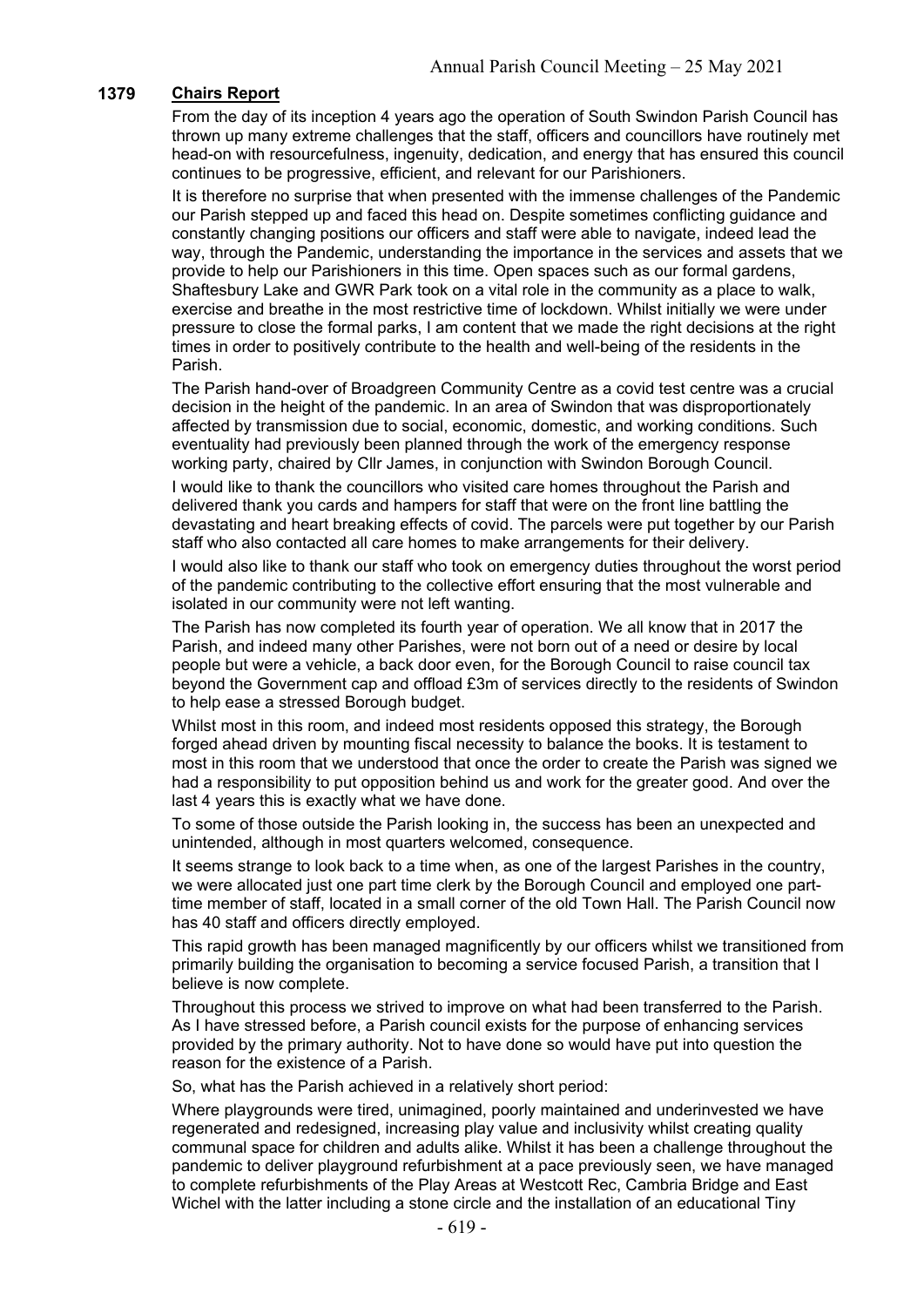## 1379 Chairs Report

From the day of its inception 4 years ago the operation of South Swindon Parish Council has thrown up many extreme challenges that the staff, officers and councillors have routinely met head-on with resourcefulness, ingenuity, dedication, and energy that has ensured this council continues to be progressive, efficient, and relevant for our Parishioners.

It is therefore no surprise that when presented with the immense challenges of the Pandemic our Parish stepped up and faced this head on. Despite sometimes conflicting guidance and constantly changing positions our officers and staff were able to navigate, indeed lead the way, through the Pandemic, understanding the importance in the services and assets that we provide to help our Parishioners in this time. Open spaces such as our formal gardens, Shaftesbury Lake and GWR Park took on a vital role in the community as a place to walk, exercise and breathe in the most restrictive time of lockdown. Whilst initially we were under pressure to close the formal parks, I am content that we made the right decisions at the right times in order to positively contribute to the health and well-being of the residents in the Parish.

The Parish hand-over of Broadgreen Community Centre as a covid test centre was a crucial decision in the height of the pandemic. In an area of Swindon that was disproportionately affected by transmission due to social, economic, domestic, and working conditions. Such eventuality had previously been planned through the work of the emergency response working party, chaired by Cllr James, in conjunction with Swindon Borough Council.

I would like to thank the councillors who visited care homes throughout the Parish and delivered thank you cards and hampers for staff that were on the front line battling the devastating and heart breaking effects of covid. The parcels were put together by our Parish staff who also contacted all care homes to make arrangements for their delivery.

I would also like to thank our staff who took on emergency duties throughout the worst period of the pandemic contributing to the collective effort ensuring that the most vulnerable and isolated in our community were not left wanting.

The Parish has now completed its fourth year of operation. We all know that in 2017 the Parish, and indeed many other Parishes, were not born out of a need or desire by local people but were a vehicle, a back door even, for the Borough Council to raise council tax beyond the Government cap and offload £3m of services directly to the residents of Swindon to help ease a stressed Borough budget.

Whilst most in this room, and indeed most residents opposed this strategy, the Borough forged ahead driven by mounting fiscal necessity to balance the books. It is testament to most in this room that we understood that once the order to create the Parish was signed we had a responsibility to put opposition behind us and work for the greater good. And over the last 4 years this is exactly what we have done.

To some of those outside the Parish looking in, the success has been an unexpected and unintended, although in most quarters welcomed, consequence.

It seems strange to look back to a time when, as one of the largest Parishes in the country, we were allocated just one part time clerk by the Borough Council and employed one part-time member of staff, located in a small corner of the old Town Hall. The Parish Council now has 40 staff and officers directly employed.

This rapid growth has been managed magnificently by our officers whilst we transitioned from primarily building the organisation to becoming a service focused Parish, a transition that I believe is now complete.

Throughout this process we strived to improve on what had been transferred to the Parish. As I have stressed before, a Parish council exists for the purpose of enhancing services provided by the primary authority. Not to have done so would have put into question the reason for the existence of a Parish.

So, what has the Parish achieved in a relatively short period:

Where playgrounds were tired, unimagined, poorly maintained and underinvested we have regenerated and redesigned, increasing play value and inclusivity whilst creating quality communal space for children and adults alike. Whilst it has been a challenge throughout the pandemic to deliver playground refurbishment at a pace previously seen, we have managed to complete refurbishments of the Play Areas at Westcott Rec, Cambria Bridge and East Wichel with the latter including a stone circle and the installation of an educational Tiny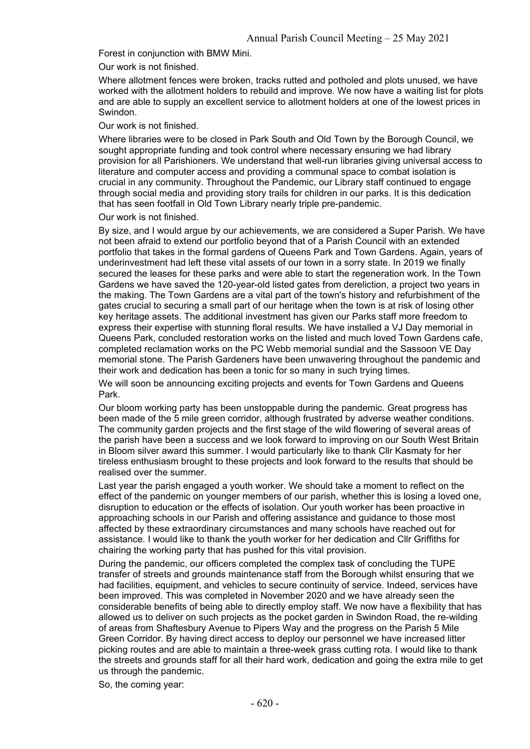Forest in conjunction with BMW Mini.

Our work is not finished.

Where allotment fences were broken, tracks rutted and potholed and plots unused, we have worked with the allotment holders to rebuild and improve. We now have a waiting list for plots and are able to supply an excellent service to allotment holders at one of the lowest prices in Swindon.

Our work is not finished.

Where libraries were to be closed in Park South and Old Town by the Borough Council, we sought appropriate funding and took control where necessary ensuring we had library provision for all Parishioners. We understand that well-run libraries giving universal access to literature and computer access and providing a communal space to combat isolation is crucial in any community. Throughout the Pandemic, our Library staff continued to engage through social media and providing story trails for children in our parks. It is this dedication that has seen footfall in Old Town Library nearly triple pre-pandemic.

Our work is not finished.

By size, and I would argue by our achievements, we are considered a Super Parish. We have not been afraid to extend our portfolio beyond that of a Parish Council with an extended portfolio that takes in the formal gardens of Queens Park and Town Gardens. Again, years of underinvestment had left these vital assets of our town in a sorry state. In 2019 we finally secured the leases for these parks and were able to start the regeneration work. In the Town Gardens we have saved the 120-year-old listed gates from dereliction, a project two years in the making. The Town Gardens are a vital part of the town's history and refurbishment of the gates crucial to securing a small part of our heritage when the town is at risk of losing other key heritage assets. The additional investment has given our Parks staff more freedom to express their expertise with stunning floral results. We have installed a VJ Day memorial in Queens Park, concluded restoration works on the listed and much loved Town Gardens cafe, completed reclamation works on the PC Webb memorial sundial and the Sassoon VE Day memorial stone. The Parish Gardeners have been unwavering throughout the pandemic and their work and dedication has been a tonic for so many in such trying times.

We will soon be announcing exciting projects and events for Town Gardens and Queens Park.

Our bloom working party has been unstoppable during the pandemic. Great progress has been made of the 5 mile green corridor, although frustrated by adverse weather conditions. The community garden projects and the first stage of the wild flowering of several areas of the parish have been a success and we look forward to improving on our South West Britain in Bloom silver award this summer. I would particularly like to thank Cllr Kasmaty for her tireless enthusiasm brought to these projects and look forward to the results that should be realised over the summer.

Last year the parish engaged a youth worker. We should take a moment to reflect on the effect of the pandemic on younger members of our parish, whether this is losing a loved one, disruption to education or the effects of isolation. Our youth worker has been proactive in approaching schools in our Parish and offering assistance and guidance to those most affected by these extraordinary circumstances and many schools have reached out for assistance. I would like to thank the youth worker for her dedication and Cllr Griffiths for chairing the working party that has pushed for this vital provision.

During the pandemic, our officers completed the complex task of concluding the TUPE transfer of streets and grounds maintenance staff from the Borough whilst ensuring that we had facilities, equipment, and vehicles to secure continuity of service. Indeed, services have been improved. This was completed in November 2020 and we have already seen the considerable benefits of being able to directly employ staff. We now have a flexibility that has allowed us to deliver on such projects as the pocket garden in Swindon Road, the re-wilding of areas from Shaftesbury Avenue to Pipers Way and the progress on the Parish 5 Mile Green Corridor. By having direct access to deploy our personnel we have increased litter picking routes and are able to maintain a three-week grass cutting rota. I would like to thank the streets and grounds staff for all their hard work, dedication and going the extra mile to get us through the pandemic.

So, the coming year: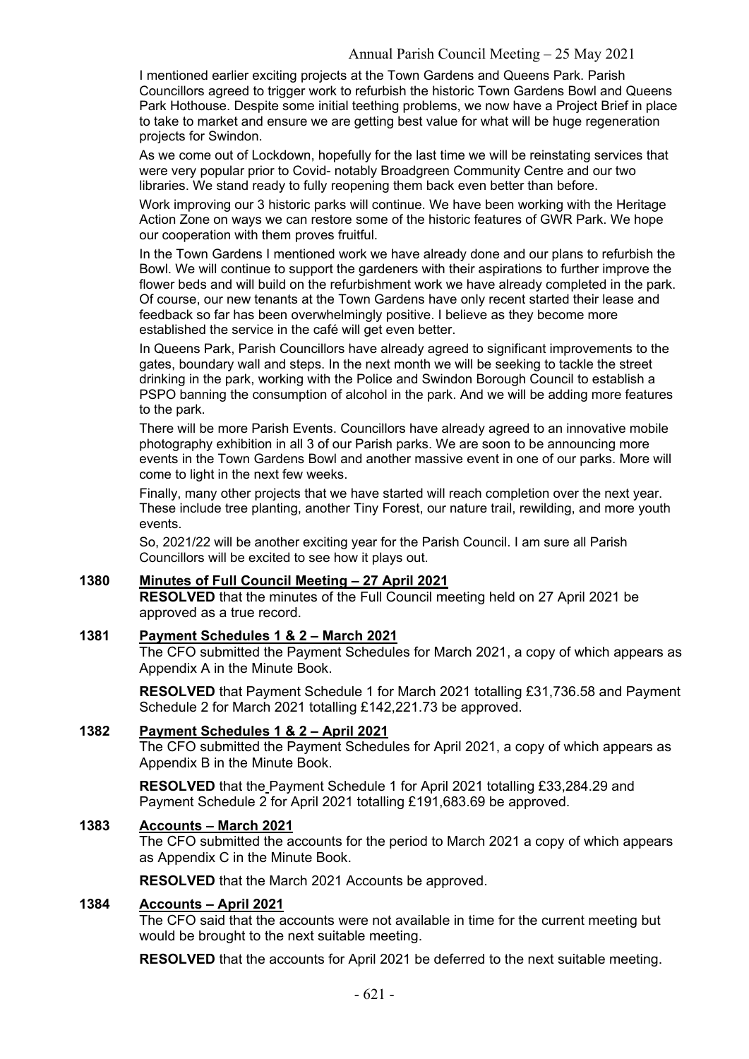I mentioned earlier exciting projects at the Town Gardens and Queens Park. Parish Councillors agreed to trigger work to refurbish the historic Town Gardens Bowl and Queens Park Hothouse. Despite some initial teething problems, we now have a Project Brief in place to take to market and ensure we are getting best value for what will be huge regeneration projects for Swindon.

As we come out of Lockdown, hopefully for the last time we will be reinstating services that were very popular prior to Covid- notably Broadgreen Community Centre and our two libraries. We stand ready to fully reopening them back even better than before.

Work improving our 3 historic parks will continue. We have been working with the Heritage Action Zone on ways we can restore some of the historic features of GWR Park. We hope our cooperation with them proves fruitful.

In the Town Gardens I mentioned work we have already done and our plans to refurbish the Bowl. We will continue to support the gardeners with their aspirations to further improve the flower beds and will build on the refurbishment work we have already completed in the park. Of course, our new tenants at the Town Gardens have only recent started their lease and feedback so far has been overwhelmingly positive. I believe as they become more established the service in the café will get even better.

In Queens Park, Parish Councillors have already agreed to significant improvements to the gates, boundary wall and steps. In the next month we will be seeking to tackle the street drinking in the park, working with the Police and Swindon Borough Council to establish a PSPO banning the consumption of alcohol in the park. And we will be adding more features to the park.

There will be more Parish Events. Councillors have already agreed to an innovative mobile photography exhibition in all 3 of our Parish parks. We are soon to be announcing more events in the Town Gardens Bowl and another massive event in one of our parks. More will come to light in the next few weeks.

Finally, many other projects that we have started will reach completion over the next year. These include tree planting, another Tiny Forest, our nature trail, rewilding, and more youth events.

So, 2021/22 will be another exciting year for the Parish Council. I am sure all Parish Councillors will be excited to see how it plays out.

## 1380 Minutes of Full Council Meeting – 27 April 2021

**RESOLVED** that the minutes of the Full Council meeting held on 27 April 2021 be approved as a true record.

## 1381 Payment Schedules 1 & 2 – March 2021

The CFO submitted the Payment Schedules for March 2021, a copy of which appears as Appendix A in the Minute Book.

**RESOLVED** that Payment Schedule 1 for March 2021 totalling £31,736.58 and Payment Schedule 2 for March 2021 totalling £142,221.73 be approved.

## 1382 Payment Schedules 1 & 2 – April 2021

The CFO submitted the Payment Schedules for April 2021, a copy of which appears as Appendix B in the Minute Book.

**RESOLVED** that the Payment Schedule 1 for April 2021 totalling £33,284.29 and Payment Schedule 2 for April 2021 totalling £191,683.69 be approved.

## 1383 Accounts – March 2021

The CFO submitted the accounts for the period to March 2021 a copy of which appears as Appendix C in the Minute Book.

**RESOLVED** that the March 2021 Accounts be approved.

## 1384 Accounts – April 2021

The CFO said that the accounts were not available in time for the current meeting but would be brought to the next suitable meeting.

**RESOLVED** that the accounts for April 2021 be deferred to the next suitable meeting.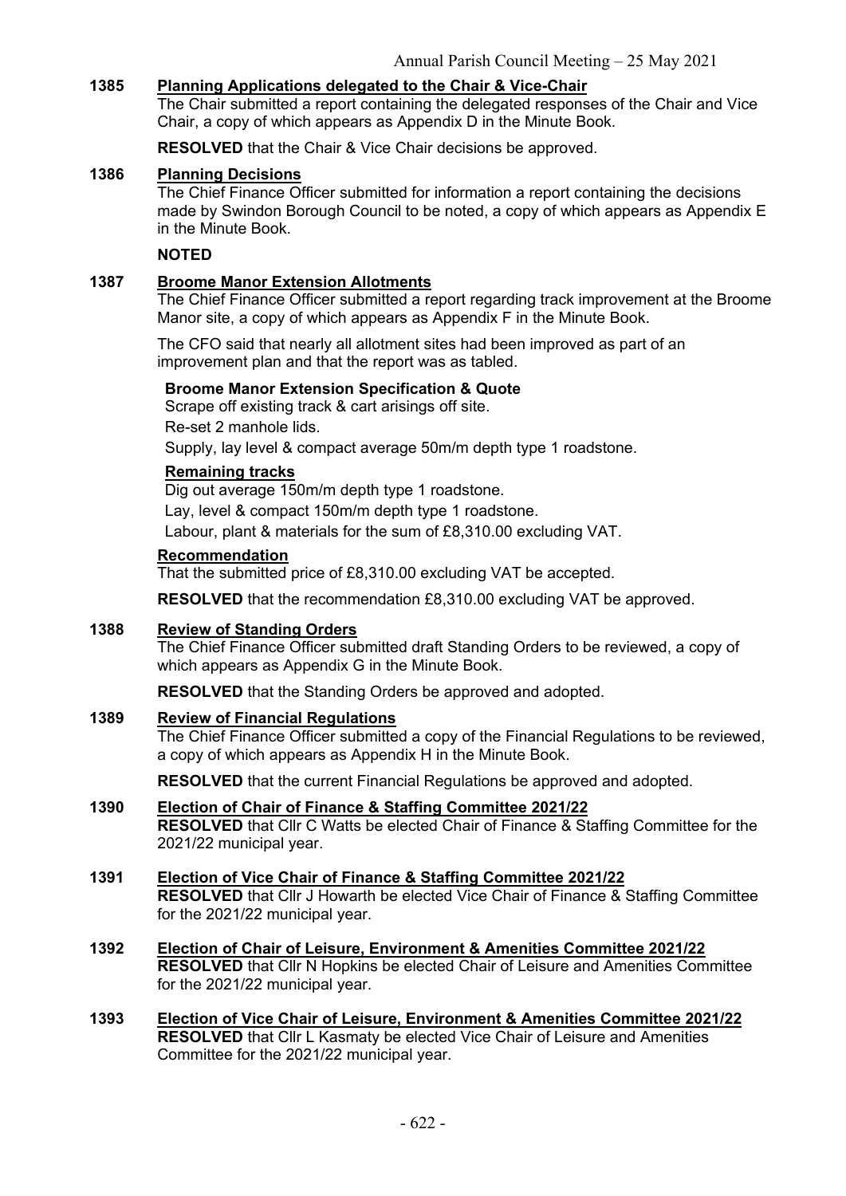**1385 Planning Applications delegated to the Chair & Vice-Chair**

The Chair submitted a report containing the delegated responses of the Chair and Vice Chair, a copy of which appears as Appendix D in the Minute Book.

**RESOLVED** that the Chair & Vice Chair decisions be approved.

**1386 Planning Decisions**

The Chief Finance Officer submitted for information a report containing the decisions made by Swindon Borough Council to be noted, a copy of which appears as Appendix E in the Minute Book.

**NOTED**

**1387 Broome Manor Extension Allotments**

The Chief Finance Officer submitted a report regarding track improvement at the Broome Manor site, a copy of which appears as Appendix F in the Minute Book.

The CFO said that nearly all allotment sites had been improved as part of an improvement plan and that the report was as tabled.

**Broome Manor Extension Specification & Quote**

Scrape off existing track & cart arisings off site.

Re-set 2 manhole lids.

Supply, lay level & compact average 50m/m depth type 1 roadstone.

**Remaining tracks**

Dig out average 150m/m depth type 1 roadstone.

Lay, level & compact 150m/m depth type 1 roadstone.

Labour, plant & materials for the sum of £8,310.00 excluding VAT.

**Recommendation**

That the submitted price of £8,310.00 excluding VAT be accepted.

**RESOLVED** that the recommendation £8,310.00 excluding VAT be approved.

**1388 Review of Standing Orders**

The Chief Finance Officer submitted draft Standing Orders to be reviewed, a copy of which appears as Appendix G in the Minute Book.

**RESOLVED** that the Standing Orders be approved and adopted.

**1389 Review of Financial Regulations**

The Chief Finance Officer submitted a copy of the Financial Regulations to be reviewed, a copy of which appears as Appendix H in the Minute Book.

**RESOLVED** that the current Financial Regulations be approved and adopted.

**1390 Election of Chair of Finance & Staffing Committee 2021/22**

**RESOLVED** that Cllr C Watts be elected Chair of Finance & Staffing Committee for the 2021/22 municipal year.

**1391 Election of Vice Chair of Finance & Staffing Committee 2021/22**

**RESOLVED** that Cllr J Howarth be elected Vice Chair of Finance & Staffing Committee for the 2021/22 municipal year.

**1392 Election of Chair of Leisure, Environment & Amenities Committee 2021/22**

**RESOLVED** that Cllr N Hopkins be elected Chair of Leisure and Amenities Committee for the 2021/22 municipal year.

**1393 Election of Vice Chair of Leisure, Environment & Amenities Committee 2021/22**

**RESOLVED** that Cllr L Kasmaty be elected Vice Chair of Leisure and Amenities Committee for the 2021/22 municipal year.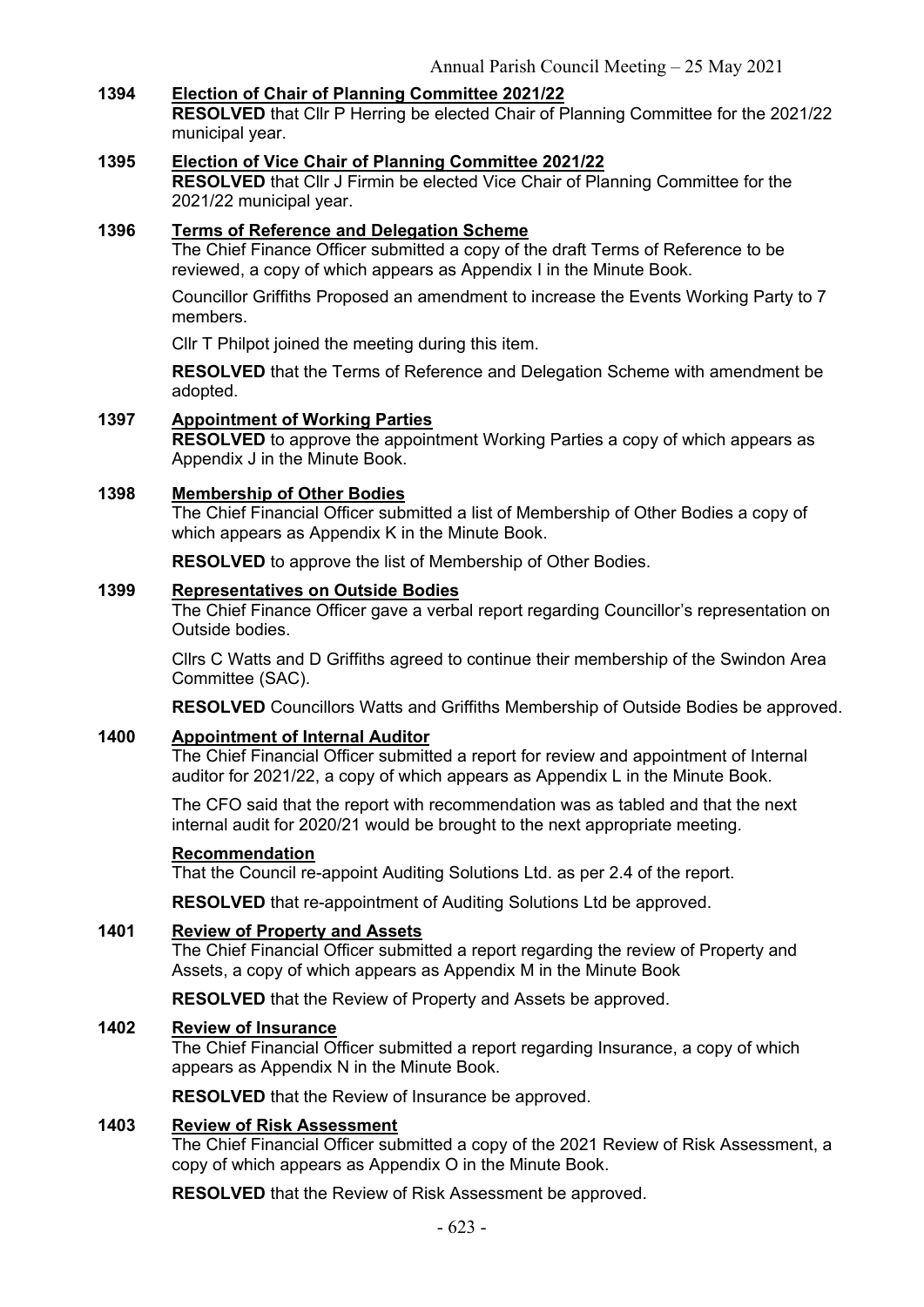**1394 Election of Chair of Planning Committee 2021/22**

**RESOLVED** that Cllr P Herring be elected Chair of Planning Committee for the 2021/22 municipal year.

**1395 Election of Vice Chair of Planning Committee 2021/22**

**RESOLVED** that Cllr J Firmin be elected Vice Chair of Planning Committee for the 2021/22 municipal year.

**1396 Terms of Reference and Delegation Scheme**

The Chief Finance Officer submitted a copy of the draft Terms of Reference to be reviewed, a copy of which appears as Appendix I in the Minute Book.

Councillor Griffiths Proposed an amendment to increase the Events Working Party to 7 members.

Cllr T Philpot joined the meeting during this item.

**RESOLVED** that the Terms of Reference and Delegation Scheme with amendment be adopted.

**1397 Appointment of Working Parties**

**RESOLVED** to approve the appointment Working Parties a copy of which appears as Appendix J in the Minute Book.

**1398 Membership of Other Bodies**

The Chief Financial Officer submitted a list of Membership of Other Bodies a copy of which appears as Appendix K in the Minute Book.

**RESOLVED** to approve the list of Membership of Other Bodies.

**1399 Representatives on Outside Bodies**

The Chief Finance Officer gave a verbal report regarding Councillor's representation on Outside bodies.

Cllrs C Watts and D Griffiths agreed to continue their membership of the Swindon Area Committee (SAC).

**RESOLVED** Councillors Watts and Griffiths Membership of Outside Bodies be approved.

**1400 Appointment of Internal Auditor**

The Chief Financial Officer submitted a report for review and appointment of Internal auditor for 2021/22, a copy of which appears as Appendix L in the Minute Book.

The CFO said that the report with recommendation was as tabled and that the next internal audit for 2020/21 would be brought to the next appropriate meeting.

**Recommendation**

That the Council re-appoint Auditing Solutions Ltd. as per 2.4 of the report.

**RESOLVED** that re-appointment of Auditing Solutions Ltd be approved.

**1401 Review of Property and Assets**

The Chief Financial Officer submitted a report regarding the review of Property and Assets, a copy of which appears as Appendix M in the Minute Book

**RESOLVED** that the Review of Property and Assets be approved.

**1402 Review of Insurance**

The Chief Financial Officer submitted a report regarding Insurance, a copy of which appears as Appendix N in the Minute Book.

**RESOLVED** that the Review of Insurance be approved.

**1403 Review of Risk Assessment**

The Chief Financial Officer submitted a copy of the 2021 Review of Risk Assessment, a copy of which appears as Appendix O in the Minute Book.

**RESOLVED** that the Review of Risk Assessment be approved.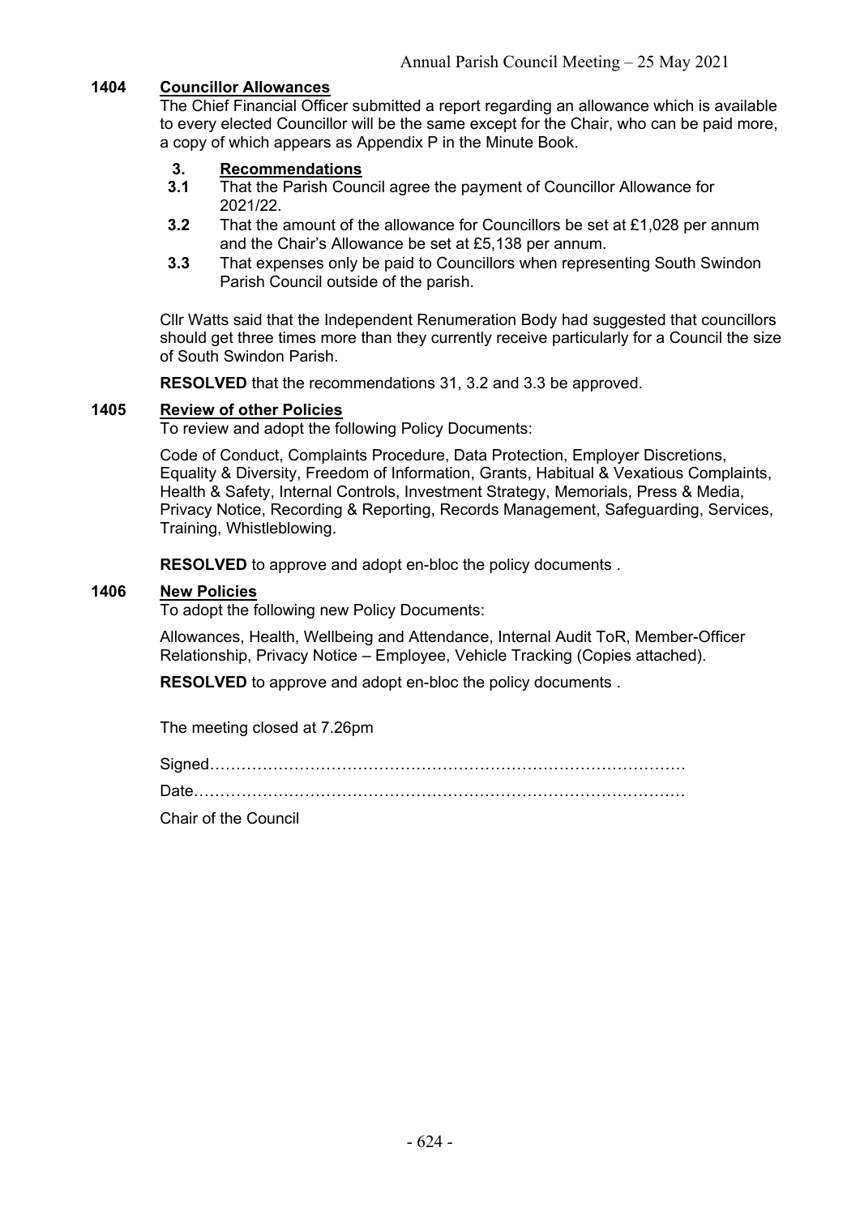**1404 Councillor Allowances**

The Chief Financial Officer submitted a report regarding an allowance which is available to every elected Councillor will be the same except for the Chair, who can be paid more, a copy of which appears as Appendix P in the Minute Book.

**3. Recommendations**

**3.1** That the Parish Council agree the payment of Councillor Allowance for 2021/22.

**3.2** That the amount of the allowance for Councillors be set at £1,028 per annum and the Chair's Allowance be set at £5,138 per annum.

**3.3** That expenses only be paid to Councillors when representing South Swindon Parish Council outside of the parish.

Cllr Watts said that the Independent Renumeration Body had suggested that councillors should get three times more than they currently receive particularly for a Council the size of South Swindon Parish.

**RESOLVED** that the recommendations 31, 3.2 and 3.3 be approved.

**1405 Review of other Policies**

To review and adopt the following Policy Documents:

Code of Conduct, Complaints Procedure, Data Protection, Employer Discretions, Equality & Diversity, Freedom of Information, Grants, Habitual & Vexatious Complaints, Health & Safety, Internal Controls, Investment Strategy, Memorials, Press & Media, Privacy Notice, Recording & Reporting, Records Management, Safeguarding, Services, Training, Whistleblowing.

**RESOLVED** to approve and adopt en-bloc the policy documents .

**1406 New Policies**

To adopt the following new Policy Documents:

Allowances, Health, Wellbeing and Attendance, Internal Audit ToR, Member-Officer Relationship, Privacy Notice – Employee, Vehicle Tracking (Copies attached).

**RESOLVED** to approve and adopt en-bloc the policy documents .

The meeting closed at 7.26pm

Signed…………………………………………………………………………

Date……………………………………………………………………………

Chair of the Council